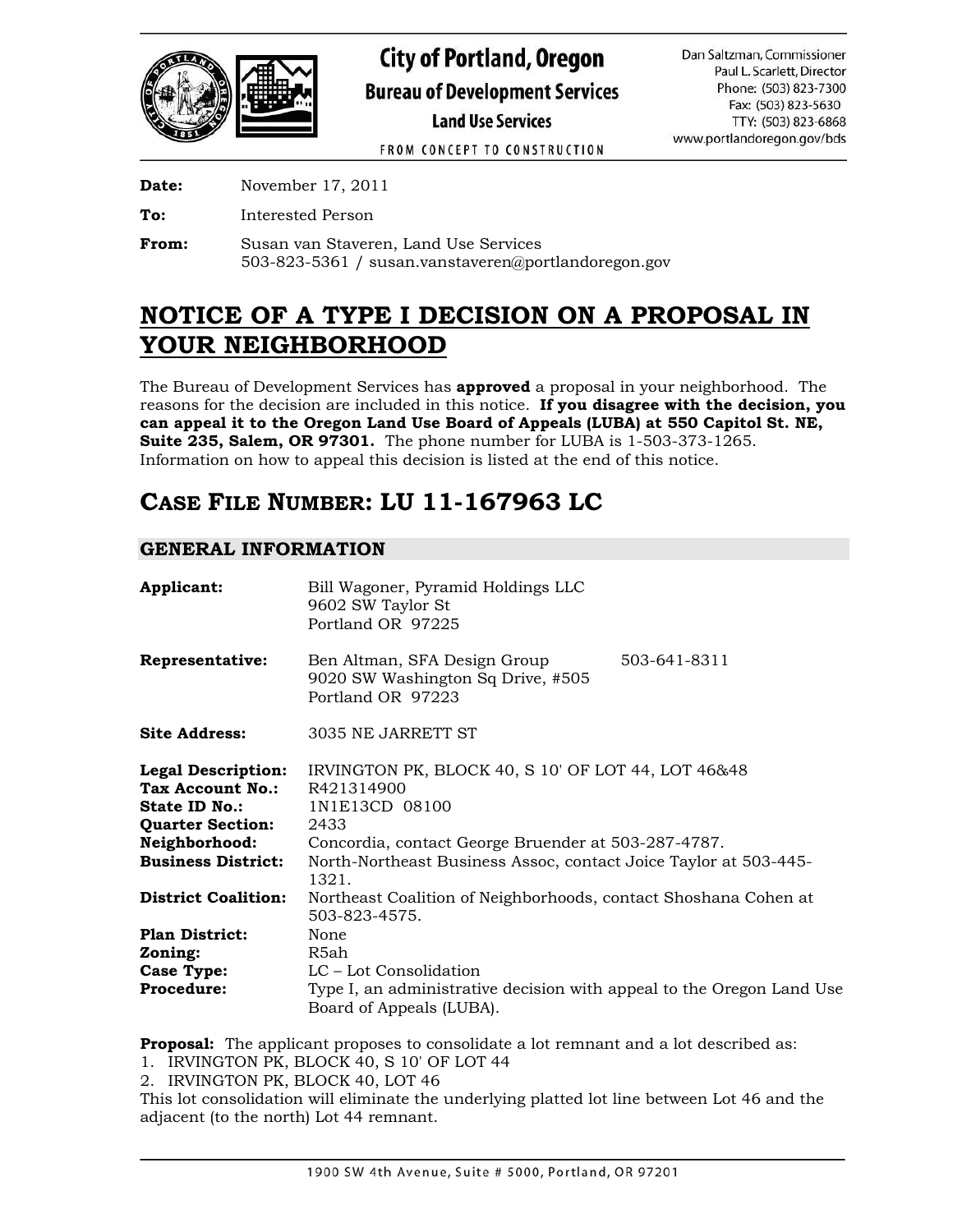**City of Portland, Oregon**
**Bureau of Development Services**
**Land Use Services**

FROM CONCEPT TO CONSTRUCTION

Dan Saltzman, Commissioner
Paul L. Scarlett, Director
Phone: (503) 823-7300
Fax: (503) 823-5630
TTY: (503) 823-6868
www.portlandoregon.gov/bds

**Date:** November 17, 2011

**To:** Interested Person

**From:** Susan van Staveren, Land Use Services
503-823-5361 / susan.vanstaveren@portlandoregon.gov

# NOTICE OF A TYPE I DECISION ON A PROPOSAL IN YOUR NEIGHBORHOOD

The Bureau of Development Services has **approved** a proposal in your neighborhood. The reasons for the decision are included in this notice. **If you disagree with the decision, you can appeal it to the Oregon Land Use Board of Appeals (LUBA) at 550 Capitol St. NE, Suite 235, Salem, OR 97301.** The phone number for LUBA is 1-503-373-1265. Information on how to appeal this decision is listed at the end of this notice.

# CASE FILE NUMBER: LU 11-167963 LC

## GENERAL INFORMATION

**Applicant:** Bill Wagoner, Pyramid Holdings LLC
9602 SW Taylor St
Portland OR 97225

**Representative:** Ben Altman, SFA Design Group 503-641-8311
9020 SW Washington Sq Drive, #505
Portland OR 97223

**Site Address:** 3035 NE JARRETT ST

**Legal Description:** IRVINGTON PK, BLOCK 40, S 10' OF LOT 44, LOT 46&48
**Tax Account No.:** R421314900
**State ID No.:** 1N1E13CD 08100
**Quarter Section:** 2433
**Neighborhood:** Concordia, contact George Bruender at 503-287-4787.
**Business District:** North-Northeast Business Assoc, contact Joice Taylor at 503-445-1321.
**District Coalition:** Northeast Coalition of Neighborhoods, contact Shoshana Cohen at 503-823-4575.
**Plan District:** None
**Zoning:** R5ah
**Case Type:** LC – Lot Consolidation
**Procedure:** Type I, an administrative decision with appeal to the Oregon Land Use Board of Appeals (LUBA).

**Proposal:** The applicant proposes to consolidate a lot remnant and a lot described as:
1. IRVINGTON PK, BLOCK 40, S 10' OF LOT 44
2. IRVINGTON PK, BLOCK 40, LOT 46

This lot consolidation will eliminate the underlying platted lot line between Lot 46 and the adjacent (to the north) Lot 44 remnant.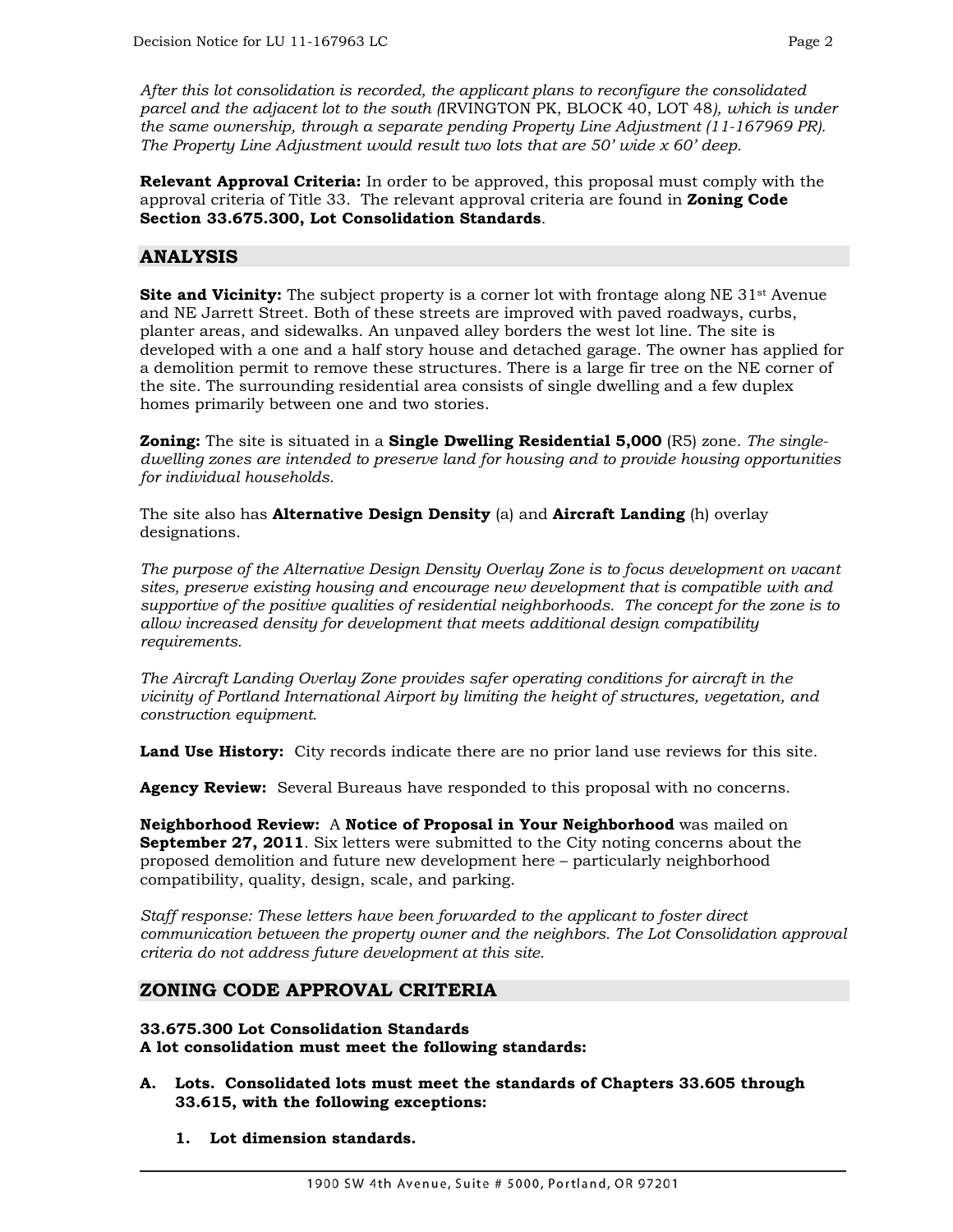*After this lot consolidation is recorded, the applicant plans to reconfigure the consolidated parcel and the adjacent lot to the south (*IRVINGTON PK, BLOCK 40, LOT 48*), which is under the same ownership, through a separate pending Property Line Adjustment (11-167969 PR). The Property Line Adjustment would result two lots that are 50' wide x 60' deep.*

**Relevant Approval Criteria:** In order to be approved, this proposal must comply with the approval criteria of Title 33. The relevant approval criteria are found in **Zoning Code Section 33.675.300, Lot Consolidation Standards**.

## ANALYSIS

**Site and Vicinity:** The subject property is a corner lot with frontage along NE 31st Avenue and NE Jarrett Street. Both of these streets are improved with paved roadways, curbs, planter areas, and sidewalks. An unpaved alley borders the west lot line. The site is developed with a one and a half story house and detached garage. The owner has applied for a demolition permit to remove these structures. There is a large fir tree on the NE corner of the site. The surrounding residential area consists of single dwelling and a few duplex homes primarily between one and two stories.

**Zoning:** The site is situated in a **Single Dwelling Residential 5,000** (R5) zone. *The single-dwelling zones are intended to preserve land for housing and to provide housing opportunities for individual households.*

The site also has **Alternative Design Density** (a) and **Aircraft Landing** (h) overlay designations.

*The purpose of the Alternative Design Density Overlay Zone is to focus development on vacant sites, preserve existing housing and encourage new development that is compatible with and supportive of the positive qualities of residential neighborhoods. The concept for the zone is to allow increased density for development that meets additional design compatibility requirements.*

*The Aircraft Landing Overlay Zone provides safer operating conditions for aircraft in the vicinity of Portland International Airport by limiting the height of structures, vegetation, and construction equipment.*

**Land Use History:** City records indicate there are no prior land use reviews for this site.

**Agency Review:** Several Bureaus have responded to this proposal with no concerns.

**Neighborhood Review:** A **Notice of Proposal in Your Neighborhood** was mailed on **September 27, 2011**. Six letters were submitted to the City noting concerns about the proposed demolition and future new development here – particularly neighborhood compatibility, quality, design, scale, and parking.

*Staff response: These letters have been forwarded to the applicant to foster direct communication between the property owner and the neighbors. The Lot Consolidation approval criteria do not address future development at this site.*

## ZONING CODE APPROVAL CRITERIA

**33.675.300 Lot Consolidation Standards**
**A lot consolidation must meet the following standards:**

**A. Lots. Consolidated lots must meet the standards of Chapters 33.605 through 33.615, with the following exceptions:**

**1. Lot dimension standards.**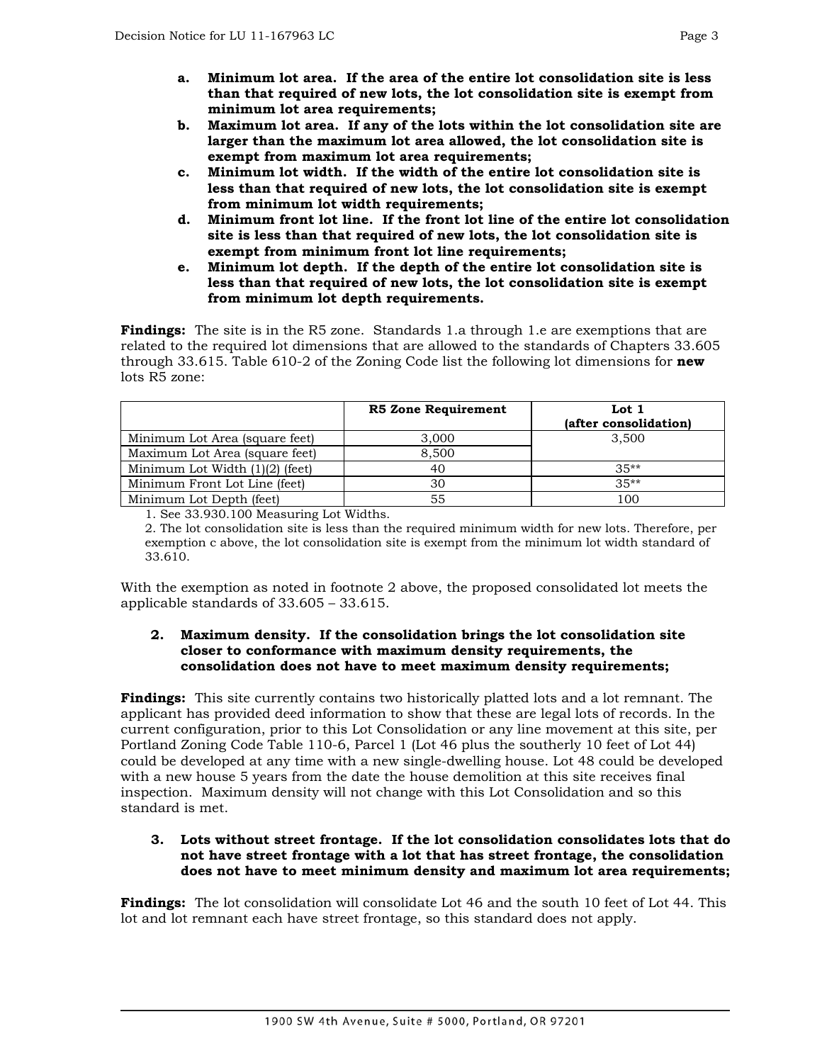a. **Minimum lot area. If the area of the entire lot consolidation site is less than that required of new lots, the lot consolidation site is exempt from minimum lot area requirements;**
b. **Maximum lot area. If any of the lots within the lot consolidation site are larger than the maximum lot area allowed, the lot consolidation site is exempt from maximum lot area requirements;**
c. **Minimum lot width. If the width of the entire lot consolidation site is less than that required of new lots, the lot consolidation site is exempt from minimum lot width requirements;**
d. **Minimum front lot line. If the front lot line of the entire lot consolidation site is less than that required of new lots, the lot consolidation site is exempt from minimum front lot line requirements;**
e. **Minimum lot depth. If the depth of the entire lot consolidation site is less than that required of new lots, the lot consolidation site is exempt from minimum lot depth requirements.**

**Findings:** The site is in the R5 zone. Standards 1.a through 1.e are exemptions that are related to the required lot dimensions that are allowed to the standards of Chapters 33.605 through 33.615. Table 610-2 of the Zoning Code list the following lot dimensions for **new** lots R5 zone:

| | R5 Zone Requirement | Lot 1 (after consolidation) |
|---|---|---|
| Minimum Lot Area (square feet) | 3,000 | 3,500 |
| Maximum Lot Area (square feet) | 8,500 | |
| Minimum Lot Width (1)(2) (feet) | 40 | 35** |
| Minimum Front Lot Line (feet) | 30 | 35** |
| Minimum Lot Depth (feet) | 55 | 100 |

1. See 33.930.100 Measuring Lot Widths.
2. The lot consolidation site is less than the required minimum width for new lots. Therefore, per exemption c above, the lot consolidation site is exempt from the minimum lot width standard of 33.610.

With the exemption as noted in footnote 2 above, the proposed consolidated lot meets the applicable standards of 33.605 – 33.615.

2. **Maximum density. If the consolidation brings the lot consolidation site closer to conformance with maximum density requirements, the consolidation does not have to meet maximum density requirements;**

**Findings:** This site currently contains two historically platted lots and a lot remnant. The applicant has provided deed information to show that these are legal lots of records. In the current configuration, prior to this Lot Consolidation or any line movement at this site, per Portland Zoning Code Table 110-6, Parcel 1 (Lot 46 plus the southerly 10 feet of Lot 44) could be developed at any time with a new single-dwelling house. Lot 48 could be developed with a new house 5 years from the date the house demolition at this site receives final inspection. Maximum density will not change with this Lot Consolidation and so this standard is met.

3. **Lots without street frontage. If the lot consolidation consolidates lots that do not have street frontage with a lot that has street frontage, the consolidation does not have to meet minimum density and maximum lot area requirements;**

**Findings:** The lot consolidation will consolidate Lot 46 and the south 10 feet of Lot 44. This lot and lot remnant each have street frontage, so this standard does not apply.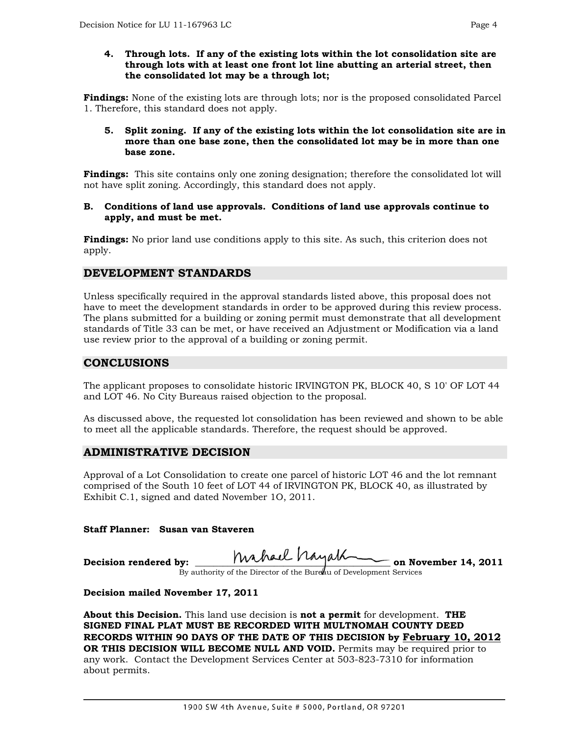**4. Through lots. If any of the existing lots within the lot consolidation site are through lots with at least one front lot line abutting an arterial street, then the consolidated lot may be a through lot;**

**Findings:** None of the existing lots are through lots; nor is the proposed consolidated Parcel 1. Therefore, this standard does not apply.

**5. Split zoning. If any of the existing lots within the lot consolidation site are in more than one base zone, then the consolidated lot may be in more than one base zone.**

**Findings:** This site contains only one zoning designation; therefore the consolidated lot will not have split zoning. Accordingly, this standard does not apply.

**B. Conditions of land use approvals. Conditions of land use approvals continue to apply, and must be met.**

**Findings:** No prior land use conditions apply to this site. As such, this criterion does not apply.

## DEVELOPMENT STANDARDS

Unless specifically required in the approval standards listed above, this proposal does not have to meet the development standards in order to be approved during this review process. The plans submitted for a building or zoning permit must demonstrate that all development standards of Title 33 can be met, or have received an Adjustment or Modification via a land use review prior to the approval of a building or zoning permit.

## CONCLUSIONS

The applicant proposes to consolidate historic IRVINGTON PK, BLOCK 40, S 10' OF LOT 44 and LOT 46. No City Bureaus raised objection to the proposal.

As discussed above, the requested lot consolidation has been reviewed and shown to be able to meet all the applicable standards. Therefore, the request should be approved.

## ADMINISTRATIVE DECISION

Approval of a Lot Consolidation to create one parcel of historic LOT 46 and the lot remnant comprised of the South 10 feet of LOT 44 of IRVINGTON PK, BLOCK 40, as illustrated by Exhibit C.1, signed and dated November 10, 2011.

**Staff Planner: Susan van Staveren**

**Decision rendered by:** _Michael Hayakawa_ **on November 14, 2011**
By authority of the Director of the Bureau of Development Services

**Decision mailed November 17, 2011**

**About this Decision.** This land use decision is **not a permit** for development. **THE SIGNED FINAL PLAT MUST BE RECORDED WITH MULTNOMAH COUNTY DEED RECORDS WITHIN 90 DAYS OF THE DATE OF THIS DECISION by February 10, 2012 OR THIS DECISION WILL BECOME NULL AND VOID.** Permits may be required prior to any work. Contact the Development Services Center at 503-823-7310 for information about permits.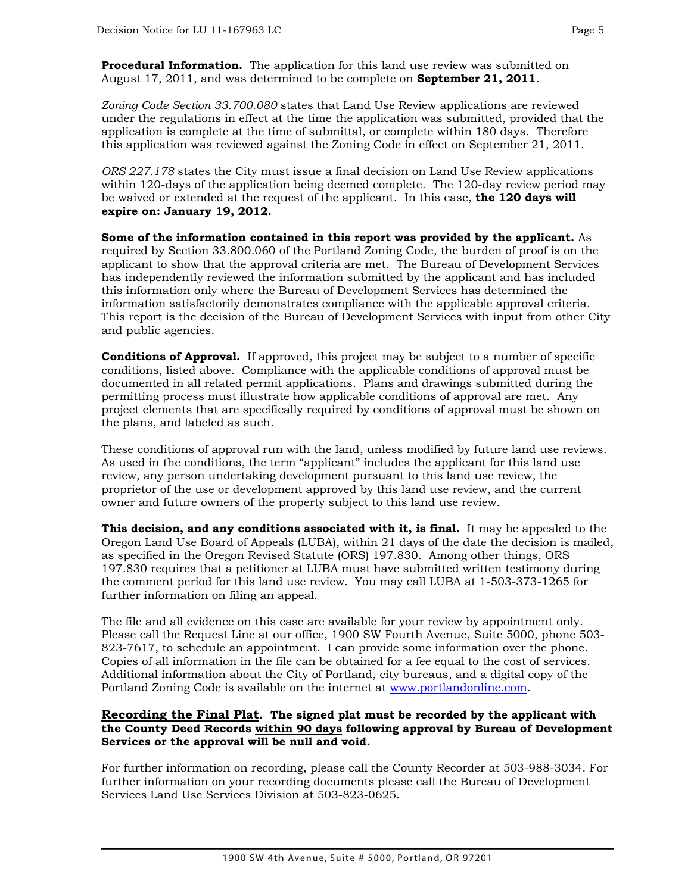**Procedural Information.** The application for this land use review was submitted on August 17, 2011, and was determined to be complete on **September 21, 2011**.

*Zoning Code Section 33.700.080* states that Land Use Review applications are reviewed under the regulations in effect at the time the application was submitted, provided that the application is complete at the time of submittal, or complete within 180 days. Therefore this application was reviewed against the Zoning Code in effect on September 21, 2011.

*ORS 227.178* states the City must issue a final decision on Land Use Review applications within 120-days of the application being deemed complete. The 120-day review period may be waived or extended at the request of the applicant. In this case, **the 120 days will expire on: January 19, 2012.**

**Some of the information contained in this report was provided by the applicant.** As required by Section 33.800.060 of the Portland Zoning Code, the burden of proof is on the applicant to show that the approval criteria are met. The Bureau of Development Services has independently reviewed the information submitted by the applicant and has included this information only where the Bureau of Development Services has determined the information satisfactorily demonstrates compliance with the applicable approval criteria. This report is the decision of the Bureau of Development Services with input from other City and public agencies.

**Conditions of Approval.** If approved, this project may be subject to a number of specific conditions, listed above. Compliance with the applicable conditions of approval must be documented in all related permit applications. Plans and drawings submitted during the permitting process must illustrate how applicable conditions of approval are met. Any project elements that are specifically required by conditions of approval must be shown on the plans, and labeled as such.

These conditions of approval run with the land, unless modified by future land use reviews. As used in the conditions, the term "applicant" includes the applicant for this land use review, any person undertaking development pursuant to this land use review, the proprietor of the use or development approved by this land use review, and the current owner and future owners of the property subject to this land use review.

**This decision, and any conditions associated with it, is final.** It may be appealed to the Oregon Land Use Board of Appeals (LUBA), within 21 days of the date the decision is mailed, as specified in the Oregon Revised Statute (ORS) 197.830. Among other things, ORS 197.830 requires that a petitioner at LUBA must have submitted written testimony during the comment period for this land use review. You may call LUBA at 1-503-373-1265 for further information on filing an appeal.

The file and all evidence on this case are available for your review by appointment only. Please call the Request Line at our office, 1900 SW Fourth Avenue, Suite 5000, phone 503-823-7617, to schedule an appointment. I can provide some information over the phone. Copies of all information in the file can be obtained for a fee equal to the cost of services. Additional information about the City of Portland, city bureaus, and a digital copy of the Portland Zoning Code is available on the internet at www.portlandonline.com.

**Recording the Final Plat. The signed plat must be recorded by the applicant with the County Deed Records within 90 days following approval by Bureau of Development Services or the approval will be null and void.**

For further information on recording, please call the County Recorder at 503-988-3034. For further information on your recording documents please call the Bureau of Development Services Land Use Services Division at 503-823-0625.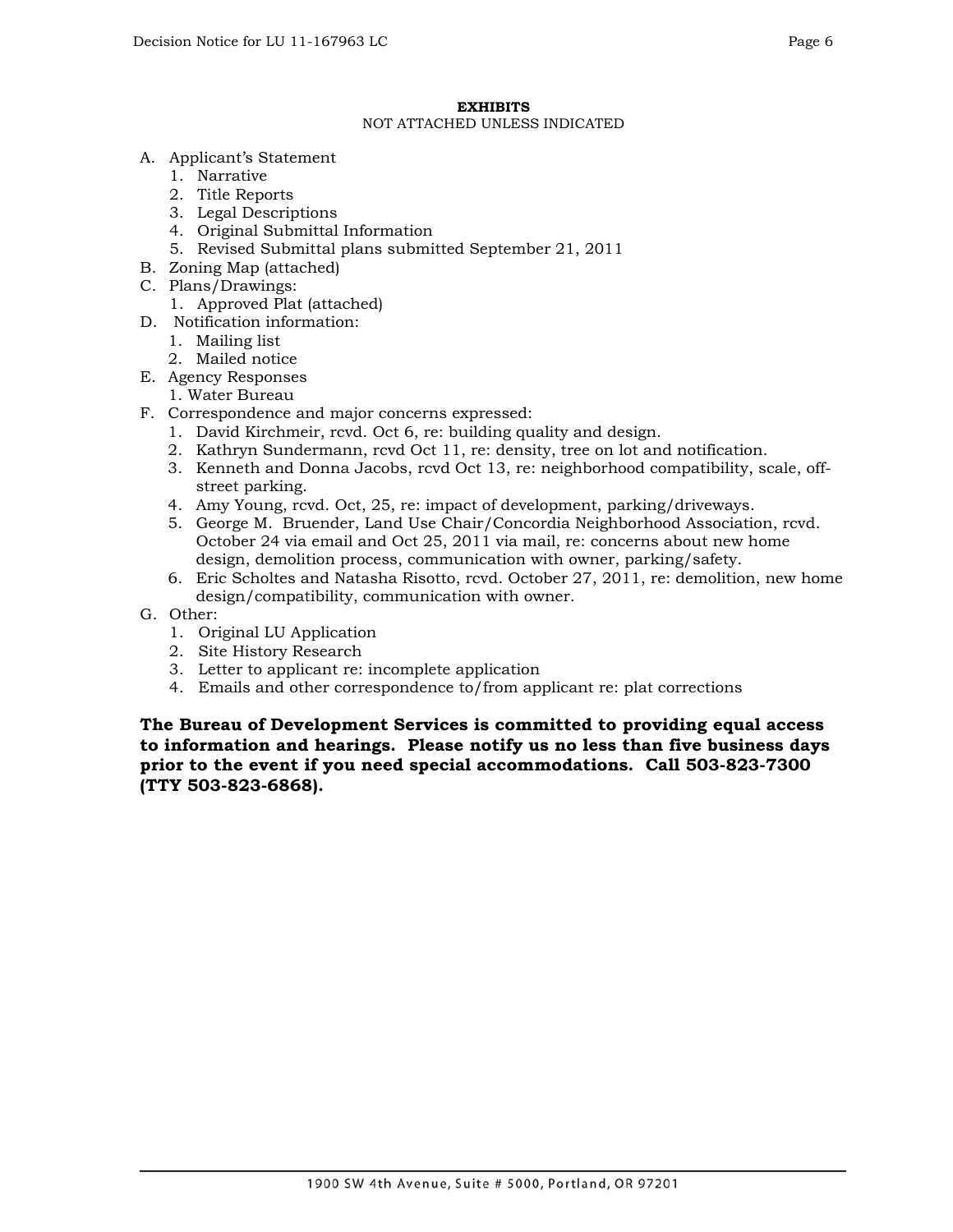## EXHIBITS

NOT ATTACHED UNLESS INDICATED

- A. Applicant's Statement
    1. Narrative
    2. Title Reports
    3. Legal Descriptions
    4. Original Submittal Information
    5. Revised Submittal plans submitted September 21, 2011
- B. Zoning Map (attached)
- C. Plans/Drawings:
    1. Approved Plat (attached)
- D. Notification information:
    1. Mailing list
    2. Mailed notice
- E. Agency Responses
    1. Water Bureau
- F. Correspondence and major concerns expressed:
    1. David Kirchmeir, rcvd. Oct 6, re: building quality and design.
    2. Kathryn Sundermann, rcvd Oct 11, re: density, tree on lot and notification.
    3. Kenneth and Donna Jacobs, rcvd Oct 13, re: neighborhood compatibility, scale, off-street parking.
    4. Amy Young, rcvd. Oct, 25, re: impact of development, parking/driveways.
    5. George M. Bruender, Land Use Chair/Concordia Neighborhood Association, rcvd. October 24 via email and Oct 25, 2011 via mail, re: concerns about new home design, demolition process, communication with owner, parking/safety.
    6. Eric Scholtes and Natasha Risotto, rcvd. October 27, 2011, re: demolition, new home design/compatibility, communication with owner.
- G. Other:
    1. Original LU Application
    2. Site History Research
    3. Letter to applicant re: incomplete application
    4. Emails and other correspondence to/from applicant re: plat corrections

**The Bureau of Development Services is committed to providing equal access to information and hearings. Please notify us no less than five business days prior to the event if you need special accommodations. Call 503-823-7300 (TTY 503-823-6868).**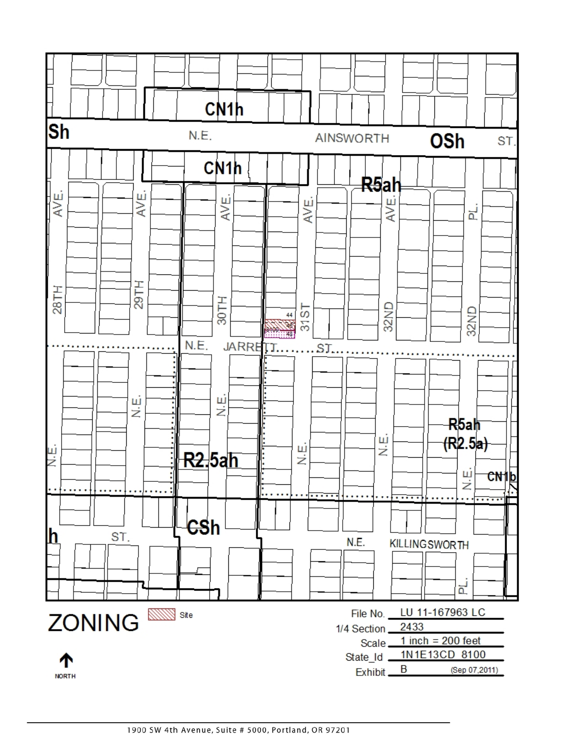ZONING

Site

NORTH

| | |
|---|---|
| File No. | LU 11-167963 LC |
| 1/4 Section | 2433 |
| Scale | 1 inch = 200 feet |
| State_Id | 1N1E13CD 8100 |
| Exhibit | B (Sep 07,2011) |

1900 SW 4th Avenue, Suite # 5000, Portland, OR 97201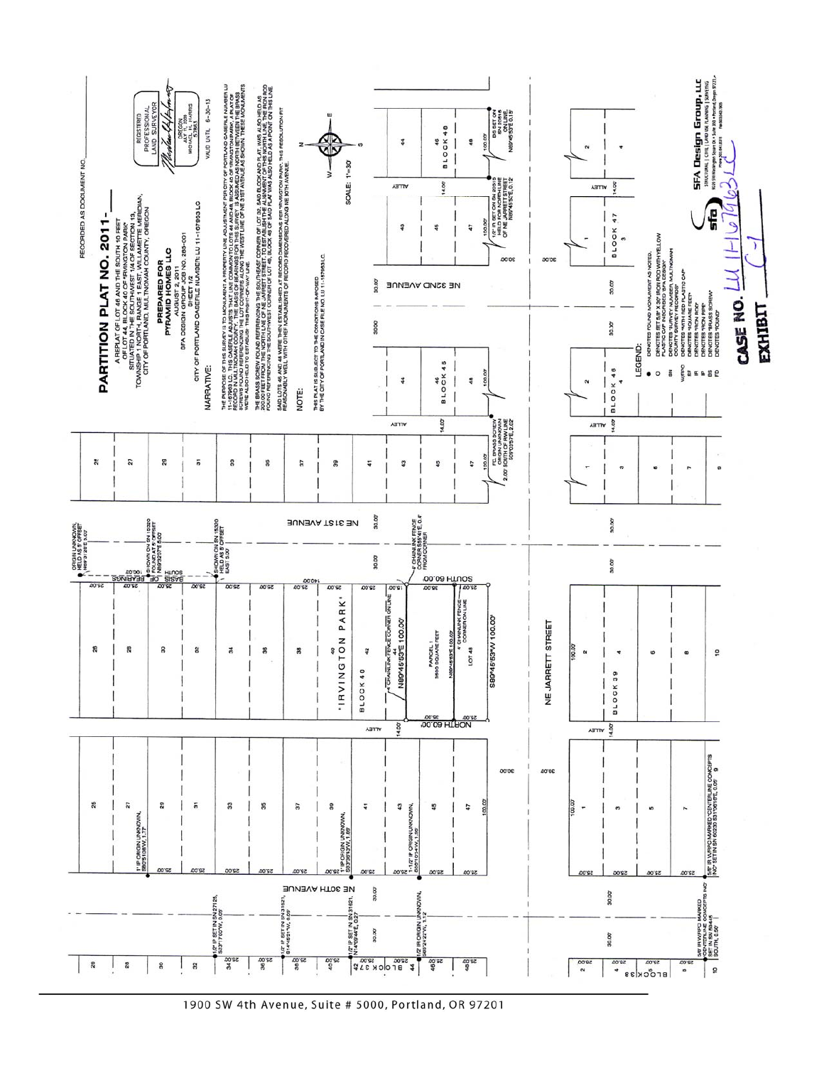RECORDED AS DOCUMENT NO.

# PARTITION PLAT NO. 2011-

A REPLAT OF LOT 46 AND THE SOUTH 10 FEET OF LOT 44, BLOCK 40 OF "IRVINGTON PARK" SITUATED IN THE SOUTHWEST 1/4 OF SECTION 13, TOWNSHIP 1 NORTH, RANGE 1 EAST, WILLAMETTE MERIDIAN, CITY OF PORTLAND, MULTNOMAH COUNTY, OREGON

**PREPARED FOR PYRAMID HOMES LLC**

AUGUST 2, 2011

SFA DESIGN GROUP JOB NO. 285-001

SHEET 1/2

CITY OF PORTLAND CASEFILE NUMBER: LU 11-107963 LC

REGISTERED PROFESSIONAL LAND SURVEYOR

OREGON JULY 1, 2008 MICHAEL L. HARRIS

VALID UNTIL 6-30-13

## NARRATIVE:

THE PURPOSE OF THIS SURVEY IS TO MONUMENT A PROPERTY LINE ADJUSTMENT PER CITY OF PORTLAND CASEFILE NUMBER LU 11-107963 LC. THIS CASEFILE ADJUSTS THAT LINE COMMON TO LOTS 46 AND 48, BLOCK 40 OF "IRVINGTON PARK", A PLAT OF RECORD IN MULTNOMAH COUNTY. THE BASIS OF BEARINGS FOR THIS SURVEY IS ASSUMED AS NORTH BETWEEN THE BRASS SCREWS FOUND REFERENCING THE LOT CORNERS ALONG THE WEST LINE OF NE 31ST AVENUE AS SHOWN. THESE MONUMENTS WERE ALSO HELD TO ESTABLISH THIS RIGHT OF WAY LINE.

THE BRASS SCREW FOUND REFERENCING THE SOUTHEAST CORNER OF LOT 38, SAID BLOCK AND PLAT, WAS ALSO HELD AS 200.00 FEET FROM THE NORTH LINE OF NE JARRETT STREET, TO ESTABLISH THE ALIGNMENT OF THE NORTH LINE. THE IRON ROD FOUND REFERENCING THE SOUTHWEST CORNER OF LOT 48, BLOCK 46 OF SAID PLAT WAS ALSO HELD AS A POINT ON THIS LINE.

SAID LOTS 46 AND 48 WERE THEN ESTABLISHED AT RECORD DIMENSIONS PER "IRVINGTON PARK". THIS RESOLUTION FIT REASONABLY WELL WITH OTHER MONUMENTS OF RECORD RECOVERED ALONG NE 30TH AVENUE.

## NOTE:

THIS PLAT IS SUBJECT TO THE CONDITIONS IMPOSED BY THE CITY OF PORTLAND IN CASE FILE NO. LU 11-107963 LC.

SCALE: 1"=30'

## LEGEND:

- ● DENOTES FOUND MONUMENT AS NOTED.
- ○ DENOTES SET 5/8" X 30" IRON ROD WITH YELLOW PLASTIC CAP INSCRIBED "SFA DESIGN"
- SN DENOTES "SURVEY NUMBER, MULTNOMAH COUNTY SURVEY RECORDS"
- W/RPC DENOTES "WITH RED PLASTIC CAP"
- SF DENOTES "SQUARE FEET"
- IR DENOTES "IRON ROD"
- IP DENOTES "IRON PIPE"
- BS DENOTES "BRASS SCREW"
- FD DENOTES "FOUND"

Plat annotations: NE 30TH AVENUE; NE 31ST AVENUE; NE 32ND AVENUE; NE JARRETT STREET; "IRVINGTON PARK" BLOCK 40; BLOCK 37; BLOCK 45; BLOCK 46; BLOCK 47; BLOCK 39; BLOCK 38; PARCEL 1 3600 SQUARE FEET; LOT 48; N89°45'53"E 100.00'; S89°45'53"W 100.00'; NORTH 60.00'; SOUTH 60.00'; BASIS OF BEARINGS SOUTH 50.00'; ORIGIN UNKNOWN, HELD AS 5' OFFSET N89°31'26"E 5.00'; SHOWN ON SN 15320 FOUND AT 5' OFFSET N89°32'07"E 5.00'; SHOWN ON SN 15320 HELD AS 5' OFFSET EAST 5.00'; 4' CHAINLINK FENCE CORNER S55°41'E 0.4' FROM CORNER; 4' CHAINLINK FENCE CORNER ON LINE; 4' CHAINLINK FENCE CORNER ON LINE N89°45'53"E 100.00'; FD. BRASS SCREW ORIGIN UNKNOWN 2.00' SOUTH OF R/W LINE S03°03'57"E 2.02'; 1/2" IR SET ON SN 20518 HELD FOR NORTH LINE OF NE JARRETT STREET N89°45'52"E 0.12'; BS SET ON SN 20518 ON LINE N89°45'53"E 0.15'; 1" IP ORIGIN UNKNOWN, S80°51'08"W, 1.77'; 1" IP ORIGIN UNKNOWN, S83°38'13"W, 1.69'; 1-1/2" IP ORIGIN UNKNOWN, S89°13'41"W, 1.69'; 1/2" IP SET IN SN 27125, S23°17'03"W, 0.05'; 1/2" IP SET IN SN 31621, S14°45'21"W, 0.09'; 1/2" IP SET IN SN 31621, N14°09'44"E, 0.07'; 1/2" IR ORIGIN UNKNOWN, S89°24'22"W, 1.12'; 5/8" IR W/RPC MARKED "CENTERLINE CONCEPTS INC" SET IN SN 60239 S31°06'16"E, 0.05'; 5/8" IR W/RPC MARKED "CENTERLINE CONCEPTS INC" SET IN SN 59445 SOUTH, 0.06'

**CASE NO.** LU 11-107963 LC

**EXHIBIT** C-1

SFA Design Group, LLC
STRUCTURAL | CIVIL | LAND USE PLANNING | SURVEYING

1900 SW 4th Avenue, Suite # 5000, Portland, OR 97201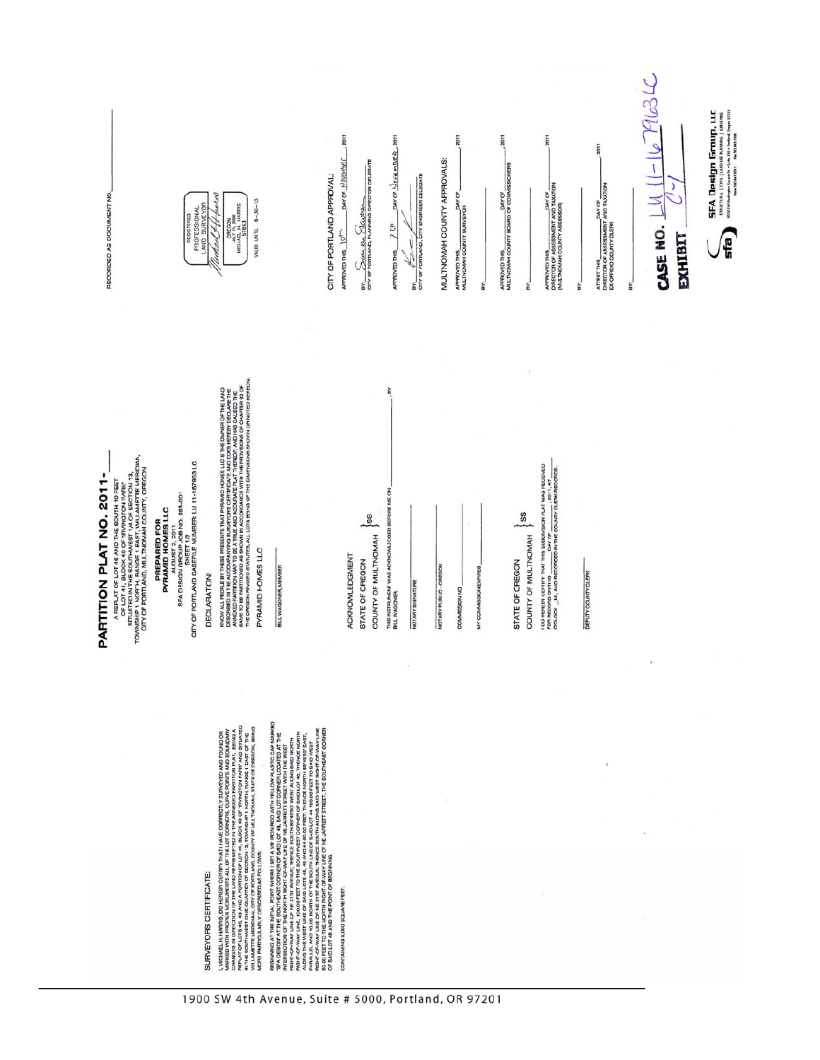# PARTITION PLAT NO. 2011-\_\_\_\_

A REPLAT OF LOT 46 AND THE SOUTH 10 FEET OF LOT 41, BLOCK 40 OF "IRVINGTON PARK" SITUATED IN THE SOUTHWEST 1/4 OF SECTION 13, TOWNSHIP 1 NORTH, RANGE 1 EAST, WILLAMETTE MERIDIAN, CITY OF PORTLAND, MULTNOMAH COUNTY, OREGON

PREPARED FOR
PYRAMID HOMES LLC
AUGUST 2, 2011
SFA DESIGN GROUP JOB NO. 285-001
SHEET 1/2

CITY OF PORTLAND CASEFILE NUMBER: LU 11-167963 LC

## SURVEYORS CERTIFICATE:

I, MICHAEL H. HARRIS, DO HEREBY CERTIFY THAT I HAVE CORRECTLY SURVEYED AND FOUND OR MARKED WITH PROPER MONUMENTS ALL OF THE LOT CORNERS, CURVE POINTS AND BOUNDARY CHANGES IN DIRECTION OF THE LAND REPRESENTED IN THE ANNEXED PARTITION PLAT, BEING A REPLAT OF LOTS 46, 48 AND A PORTION OF LOT 41, BLOCK 40 OF "IRVINGTON PARK" AND SITUATED IN THE SOUTHWEST ONE-QUARTER OF SECTION 13, TOWNSHIP 1 NORTH, RANGE 1 EAST OF THE WILLAMETTE MERIDIAN, CITY OF PORTLAND, COUNTY OF MULTNOMAH, STATE OF OREGON, BEING MORE PARTICULARLY DESCRIBED AS FOLLOWS:

BEGINNING AT THE INITIAL POINT WHERE I SET A 5/8" IRON ROD WITH YELLOW PLASTIC CAP MARKED "SFA DESIGN" AT THE SOUTHEAST CORNER OF SAID LOT 48, SAID LOT CORNER LOCATED AT THE INTERSECTION OF THE NORTH RIGHT-OF-WAY LINE OF NE JARRETT STREET WITH THE WEST RIGHT-OF-WAY LINE OF NE 21ST AVENUE; THENCE SOUTH 89°45'50" WEST ALONG SAID NORTH RIGHT-OF-WAY LINE, 100.00 FEET TO THE SOUTHWEST CORNER OF SAID LOT 46; THENCE NORTH ALONG THE WEST LINE OF SAID LOTS 46, 48 AND 44 60.00 FEET; THENCE NORTH 89°45'50" EAST, PARALLEL AND 10.00 NORTH OF THE SOUTH LINE OF SAID LOT 44 100.00 FEET TO SAID WEST RIGHT-OF-WAY LINE OF NE 21ST AVENUE; THENCE SOUTH ALONG SAID WEST RIGHT-OF-WAY LINE 60.00 FEET TO THE NORTH RIGHT-OF-WAY LINE OF NE JARRETT STREET, THE SOUTHEAST CORNER OF SAID LOT 48 AND THE POINT OF BEGINNING.

CONTAINING 6,000 SQUARE FEET.

## DECLARATION:

KNOW ALL PEOPLE BY THESE PRESENTS THAT PYRAMID HOMES LLC IS THE OWNER OF THE LAND DESCRIBED IN THE ACCOMPANYING SURVEYOR'S CERTIFICATE AND DOES HEREBY DECLARE THE ANNEXED PARTITION MAP TO BE A TRUE AND ACCURATE PLAT THEREOF, AND HAS CAUSED THE SAME TO BE PARTITIONED AS SHOWN IN ACCORDANCE WITH THE PROVISIONS OF CHAPTER 92 OF THE OREGON REVISED STATUTES, ALL LOTS BEING OF THE DIMENSIONS SHOWN OR NOTED HEREON.

PYRAMID HOMES LLC

\_\_\_\_\_\_\_\_\_\_\_\_\_\_\_\_
BILL WAGONER, MEMBER

## ACKNOWLEDGMENT

STATE OF OREGON
COUNTY OF MULTNOMAH } SS

THIS INSTRUMENT WAS ACKNOWLEDGED BEFORE ME ON \_\_\_\_\_\_\_\_\_\_\_\_\_\_\_\_, BY BILL WAGONER.

NOTARY SIGNATURE \_\_\_\_\_\_\_\_\_\_\_\_\_\_\_\_

NOTARY PUBLIC - OREGON \_\_\_\_\_\_\_\_\_\_\_\_\_\_\_\_

COMMISSION NO. \_\_\_\_\_\_\_\_\_\_\_\_\_\_\_\_

MY COMMISSION EXPIRES \_\_\_\_\_\_\_\_\_\_\_\_\_\_\_\_

STATE OF OREGON
COUNTY OF MULTNOMAH } SS

I DO HEREBY CERTIFY THAT THIS SUBDIVISION PLAT WAS RECEIVED FOR RECORD ON THIS \_\_\_\_ DAY OF \_\_\_\_\_\_\_\_, 2011, AT \_\_\_\_ O'CLOCK \_\_\_M., AND RECORDED IN THE COUNTY CLERK RECORDS.

\_\_\_\_\_\_\_\_\_\_\_\_\_\_\_\_
DEPUTY COUNTY CLERK

RECORDED AS DOCUMENT NO. \_\_\_\_\_\_\_\_\_\_\_\_\_\_\_\_

REGISTERED PROFESSIONAL LAND SURVEYOR
OREGON
JULY 11, 2000
MICHAEL H. HARRIS
57883
VALID UNTIL 6-30-13

## CITY OF PORTLAND APPROVAL:

APPROVED THIS 10th DAY OF November, 2011

BY: Susan van Staveren
CITY OF PORTLAND, PLANNING DIRECTOR DELEGATE

APPROVED THIS 7th DAY OF November, 2011

BY: \_\_\_\_\_\_\_\_\_\_\_\_\_\_\_\_
CITY OF PORTLAND, CITY ENGINEER DELEGATE

## MULTNOMAH COUNTY APPROVALS:

APPROVED THIS \_\_\_\_ DAY OF \_\_\_\_\_\_\_\_, 2011
MULTNOMAH COUNTY SURVEYOR

BY: \_\_\_\_\_\_\_\_\_\_\_\_\_\_\_\_

APPROVED THIS \_\_\_\_ DAY OF \_\_\_\_\_\_\_\_, 2011
MULTNOMAH COUNTY BOARD OF COMMISSIONERS

BY: \_\_\_\_\_\_\_\_\_\_\_\_\_\_\_\_

APPROVED THIS \_\_\_\_ DAY OF \_\_\_\_\_\_\_\_, 2011
DIRECTOR OF ASSESSMENT AND TAXATION
(MULTNOMAH COUNTY ASSESSOR)

BY: \_\_\_\_\_\_\_\_\_\_\_\_\_\_\_\_

ATTEST THIS \_\_\_\_ DAY OF \_\_\_\_\_\_\_\_, 2011
DIRECTOR OF ASSESSMENT AND TAXATION
EX-OFFICIO COUNTY CLERK

BY: \_\_\_\_\_\_\_\_\_\_\_\_\_\_\_\_

**CASE NO.** LU 11-167963 LC
**EXHIBIT** C-4

SFA Design Group, LLC
STRUCTURAL | CIVIL | LAND USE PLANNING | SURVEYING

1900 SW 4th Avenue, Suite # 5000, Portland, OR 97201